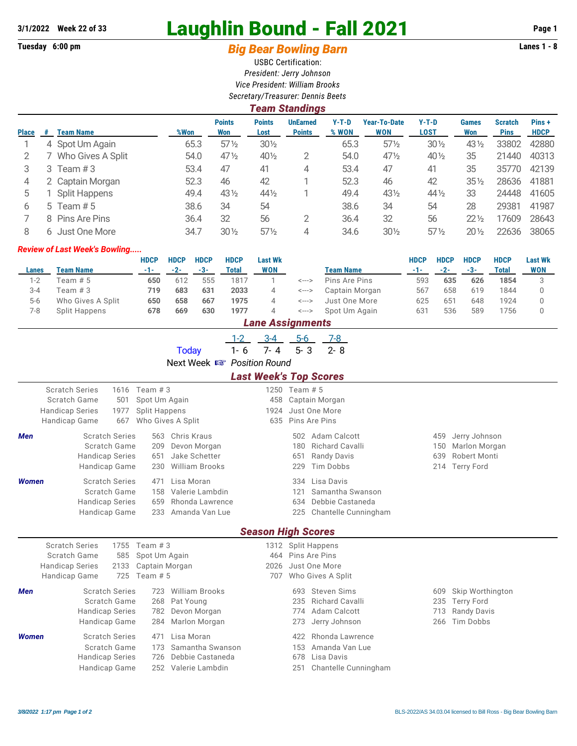3/1/2022 Week 22 of 33

# Laughlin Bound - Fall 2021

Tuesday 6:00 pm

## *Big Bear Bowling Barn*

Lanes 1 - 8

USBC Certification:

*President: Jerry Johnson*

*Vice President: William Brooks*

*Secretary/Treasurer: Dennis Beets*

### *Team Standings*

| Place | # | Team Name | %Won | Points Won | Points Lost | UnEarned Points | Y-T-D % WON | Year-To-Date WON | Y-T-D LOST | Games Won | Scratch Pins | Pins + HDCP |
|---|---|---|---|---|---|---|---|---|---|---|---|---|
| 1 | 4 | Spot Um Again | 65.3 | 57½ | 30½ | | 65.3 | 57½ | 30½ | 43½ | 33802 | 42880 |
| 2 | 7 | Who Gives A Split | 54.0 | 47½ | 40½ | 2 | 54.0 | 47½ | 40½ | 35 | 21440 | 40313 |
| 3 | 3 | Team # 3 | 53.4 | 47 | 41 | 4 | 53.4 | 47 | 41 | 35 | 35770 | 42139 |
| 4 | 2 | Captain Morgan | 52.3 | 46 | 42 | 1 | 52.3 | 46 | 42 | 35½ | 28636 | 41881 |
| 5 | 1 | Split Happens | 49.4 | 43½ | 44½ | 1 | 49.4 | 43½ | 44½ | 33 | 24448 | 41605 |
| 6 | 5 | Team # 5 | 38.6 | 34 | 54 | | 38.6 | 34 | 54 | 28 | 29381 | 41987 |
| 7 | 8 | Pins Are Pins | 36.4 | 32 | 56 | 2 | 36.4 | 32 | 56 | 22½ | 17609 | 28643 |
| 8 | 6 | Just One More | 34.7 | 30½ | 57½ | 4 | 34.6 | 30½ | 57½ | 20½ | 22636 | 38065 |

*Review of Last Week's Bowling.....*

| Lanes | Team Name | HDCP -1- | HDCP -2- | HDCP -3- | HDCP Total | Last Wk WON | | Team Name | HDCP -1- | HDCP -2- | HDCP -3- | HDCP Total | Last Wk WON |
|---|---|---|---|---|---|---|---|---|---|---|---|---|---|
| 1-2 | Team # 5 | **650** | 612 | 555 | 1817 | 1 | <---> | Pins Are Pins | 593 | **635** | **626** | **1854** | 3 |
| 3-4 | Team # 3 | **719** | **683** | **631** | **2033** | 4 | <---> | Captain Morgan | 567 | 658 | 619 | 1844 | 0 |
| 5-6 | Who Gives A Split | **650** | **658** | **667** | **1975** | 4 | <---> | Just One More | 625 | 651 | 648 | 1924 | 0 |
| 7-8 | Split Happens | **678** | **669** | **630** | **1977** | 4 | <---> | Spot Um Again | 631 | 536 | 589 | 1756 | 0 |

### *Lane Assignments*

| | 1-2 | 3-4 | 5-6 | 7-8 |
|---|---|---|---|---|
| Today | 1- 6 | 7- 4 | 5- 3 | 2- 8 |

Next Week ☞ *Position Round*

### *Last Week's Top Scores*

| | | | | |
|---|---|---|---|---|
| Scratch Series | 1616 | Team # 3 | 1250 | Team # 5 |
| Scratch Game | 501 | Spot Um Again | 458 | Captain Morgan |
| Handicap Series | 1977 | Split Happens | 1924 | Just One More |
| Handicap Game | 667 | Who Gives A Split | 635 | Pins Are Pins |

***Men***

| | | | | | | |
|---|---|---|---|---|---|---|
| Scratch Series | 563 | Chris Kraus | 502 | Adam Calcott | 459 | Jerry Johnson |
| Scratch Game | 209 | Devon Morgan | 180 | Richard Cavalli | 150 | Marlon Morgan |
| Handicap Series | 651 | Jake Schetter | 651 | Randy Davis | 639 | Robert Monti |
| Handicap Game | 230 | William Brooks | 229 | Tim Dobbs | 214 | Terry Ford |

***Women***

| | | | | |
|---|---|---|---|---|
| Scratch Series | 471 | Lisa Moran | 334 | Lisa Davis |
| Scratch Game | 158 | Valerie Lambdin | 121 | Samantha Swanson |
| Handicap Series | 659 | Rhonda Lawrence | 634 | Debbie Castaneda |
| Handicap Game | 233 | Amanda Van Lue | 225 | Chantelle Cunningham |

### *Season High Scores*

| | | | | |
|---|---|---|---|---|
| Scratch Series | 1755 | Team # 3 | 1312 | Split Happens |
| Scratch Game | 585 | Spot Um Again | 464 | Pins Are Pins |
| Handicap Series | 2133 | Captain Morgan | 2026 | Just One More |
| Handicap Game | 725 | Team # 5 | 707 | Who Gives A Split |

***Men***

| | | | | | | |
|---|---|---|---|---|---|---|
| Scratch Series | 723 | William Brooks | 693 | Steven Sims | 609 | Skip Worthington |
| Scratch Game | 268 | Pat Young | 235 | Richard Cavalli | 235 | Terry Ford |
| Handicap Series | 782 | Devon Morgan | 774 | Adam Calcott | 713 | Randy Davis |
| Handicap Game | 284 | Marlon Morgan | 273 | Jerry Johnson | 266 | Tim Dobbs |

***Women***

| | | | | |
|---|---|---|---|---|
| Scratch Series | 471 | Lisa Moran | 422 | Rhonda Lawrence |
| Scratch Game | 173 | Samantha Swanson | 153 | Amanda Van Lue |
| Handicap Series | 726 | Debbie Castaneda | 678 | Lisa Davis |
| Handicap Game | 252 | Valerie Lambdin | 251 | Chantelle Cunningham |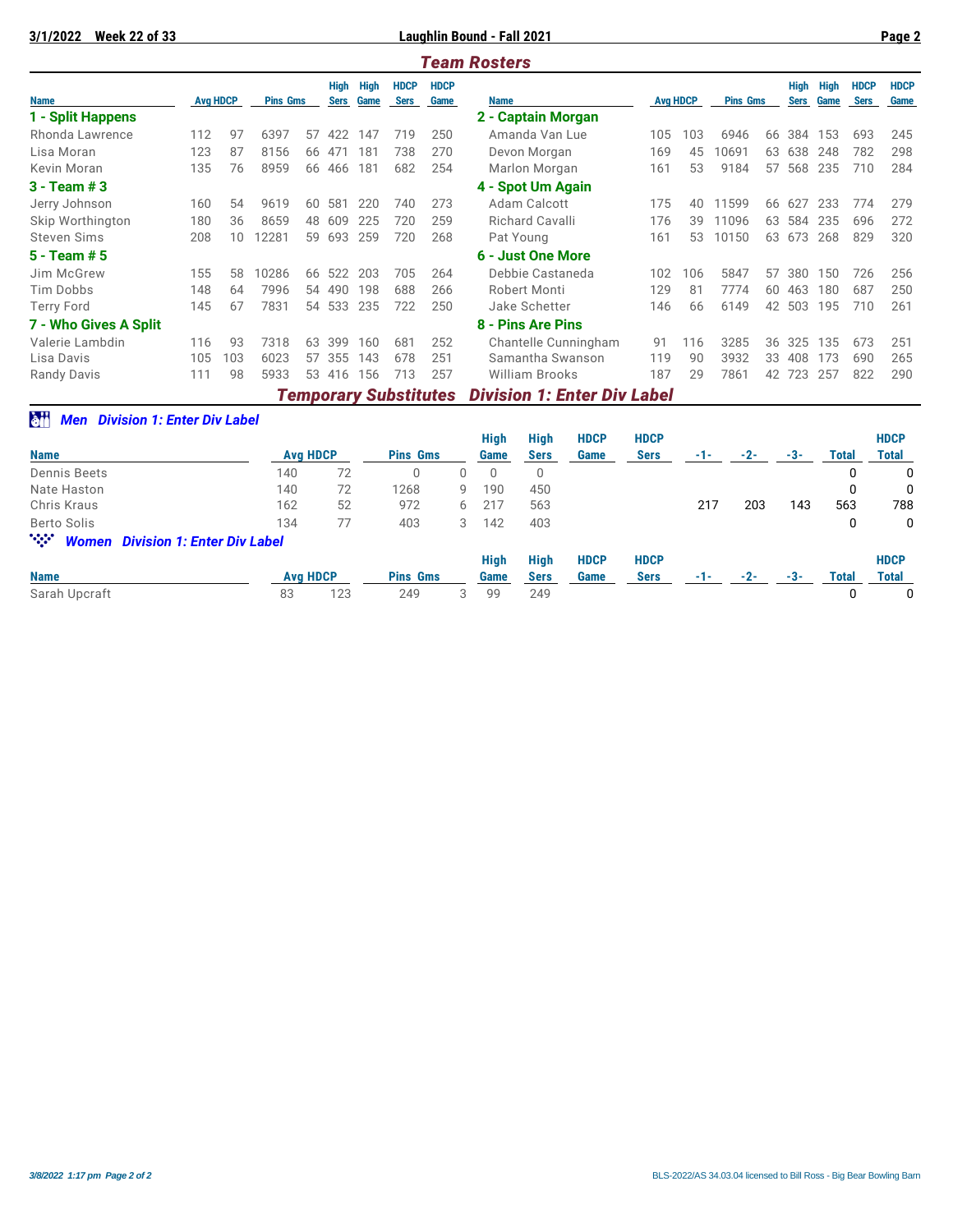## Team Rosters

| Name | Avg | HDCP | Pins | Gms | High Sers | High Game | HDCP Sers | HDCP Game |
|---|---|---|---|---|---|---|---|---|
| **1 - Split Happens** | | | | | | | | |
| Rhonda Lawrence | 112 | 97 | 6397 | 57 | 422 | 147 | 719 | 250 |
| Lisa Moran | 123 | 87 | 8156 | 66 | 471 | 181 | 738 | 270 |
| Kevin Moran | 135 | 76 | 8959 | 66 | 466 | 181 | 682 | 254 |
| **2 - Captain Morgan** | | | | | | | | |
| Amanda Van Lue | 105 | 103 | 6946 | 66 | 384 | 153 | 693 | 245 |
| Devon Morgan | 169 | 45 | 10691 | 63 | 638 | 248 | 782 | 298 |
| Marlon Morgan | 161 | 53 | 9184 | 57 | 568 | 235 | 710 | 284 |
| **3 - Team # 3** | | | | | | | | |
| Jerry Johnson | 160 | 54 | 9619 | 60 | 581 | 220 | 740 | 273 |
| Skip Worthington | 180 | 36 | 8659 | 48 | 609 | 225 | 720 | 259 |
| Steven Sims | 208 | 10 | 12281 | 59 | 693 | 259 | 720 | 268 |
| **4 - Spot Um Again** | | | | | | | | |
| Adam Calcott | 175 | 40 | 11599 | 66 | 627 | 233 | 774 | 279 |
| Richard Cavalli | 176 | 39 | 11096 | 63 | 584 | 235 | 696 | 272 |
| Pat Young | 161 | 53 | 10150 | 63 | 673 | 268 | 829 | 320 |
| **5 - Team # 5** | | | | | | | | |
| Jim McGrew | 155 | 58 | 10286 | 66 | 522 | 203 | 705 | 264 |
| Tim Dobbs | 148 | 64 | 7996 | 54 | 490 | 198 | 688 | 266 |
| Terry Ford | 145 | 67 | 7831 | 54 | 533 | 235 | 722 | 250 |
| **6 - Just One More** | | | | | | | | |
| Debbie Castaneda | 102 | 106 | 5847 | 57 | 380 | 150 | 726 | 256 |
| Robert Monti | 129 | 81 | 7774 | 60 | 463 | 180 | 687 | 250 |
| Jake Schetter | 146 | 66 | 6149 | 42 | 503 | 195 | 710 | 261 |
| **7 - Who Gives A Split** | | | | | | | | |
| Valerie Lambdin | 116 | 93 | 7318 | 63 | 399 | 160 | 681 | 252 |
| Lisa Davis | 105 | 103 | 6023 | 57 | 355 | 143 | 678 | 251 |
| Randy Davis | 111 | 98 | 5933 | 53 | 416 | 156 | 713 | 257 |
| **8 - Pins Are Pins** | | | | | | | | |
| Chantelle Cunningham | 91 | 116 | 3285 | 36 | 325 | 135 | 673 | 251 |
| Samantha Swanson | 119 | 90 | 3932 | 33 | 408 | 173 | 690 | 265 |
| William Brooks | 187 | 29 | 7861 | 42 | 723 | 257 | 822 | 290 |

## Temporary Substitutes Division 1: Enter Div Label

### *Men Division 1: Enter Div Label*

| Name | Avg | HDCP | Pins | Gms | High Game | High Sers | HDCP Game | HDCP Sers | -1- | -2- | -3- | Total | HDCP Total |
|---|---|---|---|---|---|---|---|---|---|---|---|---|---|
| Dennis Beets | 140 | 72 | 0 | 0 | 0 | 0 | | | | | | 0 | 0 |
| Nate Haston | 140 | 72 | 1268 | 9 | 190 | 450 | | | | | | 0 | 0 |
| Chris Kraus | 162 | 52 | 972 | 6 | 217 | 563 | | | 217 | 203 | 143 | 563 | 788 |
| Berto Solis | 134 | 77 | 403 | 3 | 142 | 403 | | | | | | 0 | 0 |

### *Women Division 1: Enter Div Label*

| Name | Avg | HDCP | Pins | Gms | High Game | High Sers | HDCP Game | HDCP Sers | -1- | -2- | -3- | Total | HDCP Total |
|---|---|---|---|---|---|---|---|---|---|---|---|---|---|
| Sarah Upcraft | 83 | 123 | 249 | 3 | 99 | 249 | | | | | | 0 | 0 |